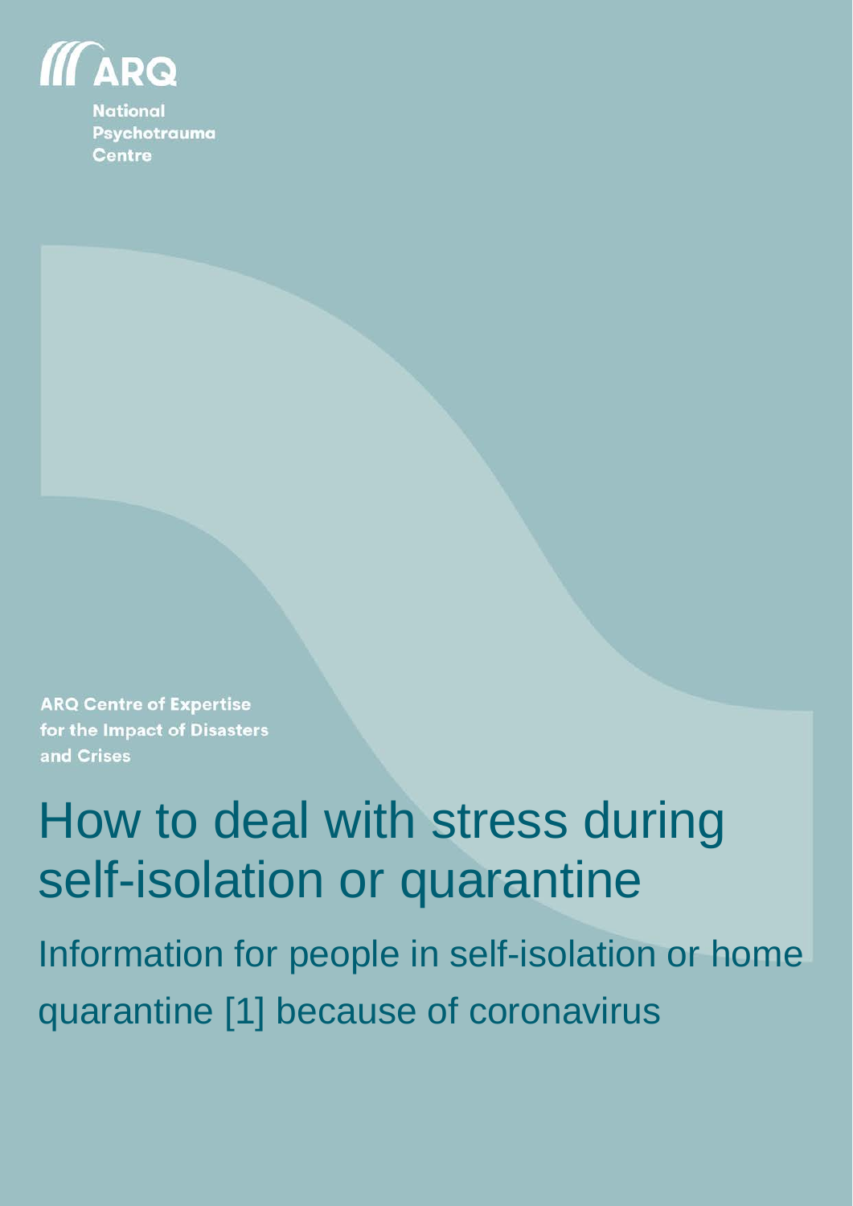ARQ

National Psychotrauma Centre

ARQ Centre of Expertise for the Impact of Disasters and Crises

# How to deal with stress during self-isolation or quarantine

## Information for people in self-isolation or home quarantine [1] because of coronavirus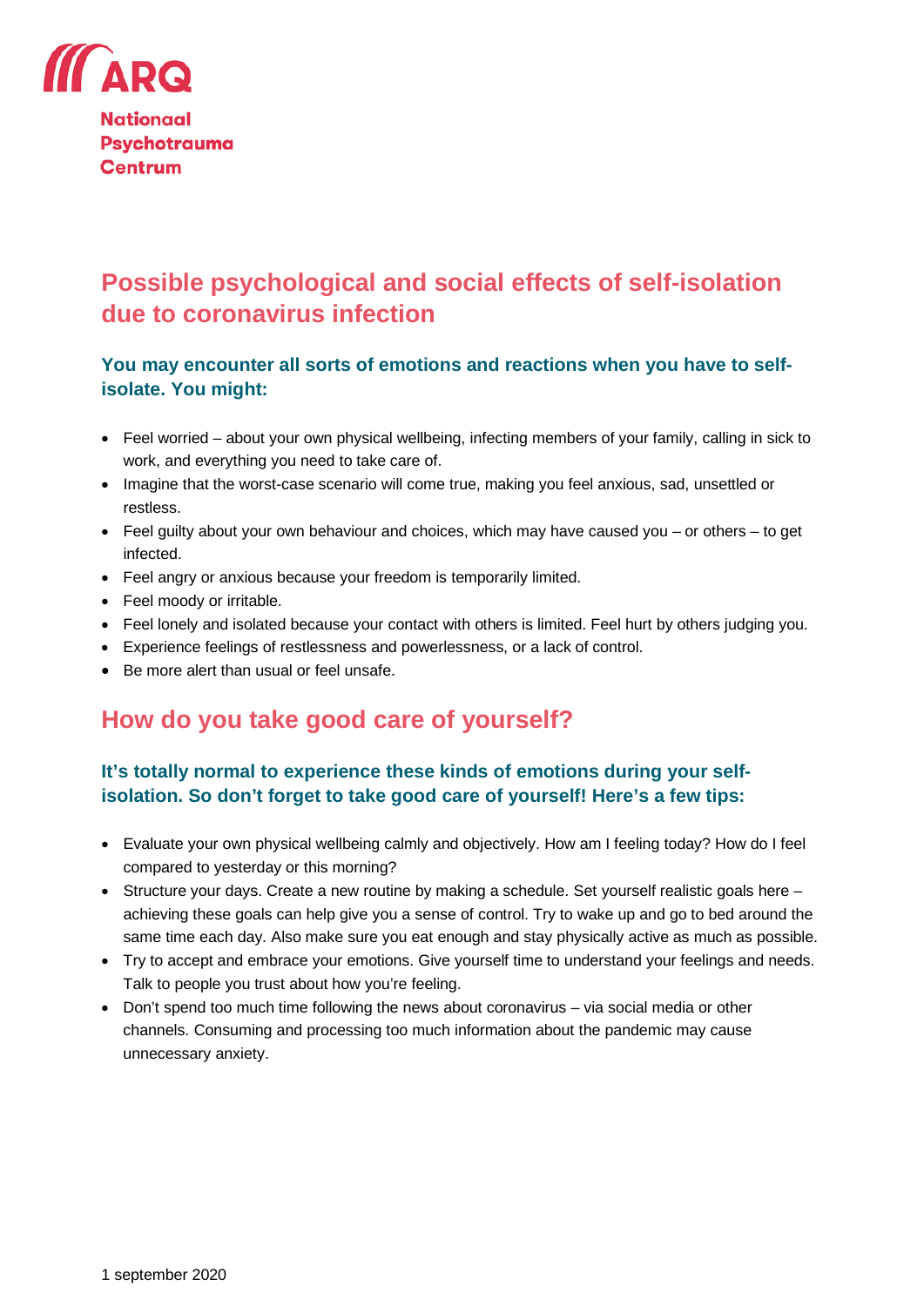ARQ

Nationaal Psychotrauma Centrum

# Possible psychological and social effects of self-isolation due to coronavirus infection

### You may encounter all sorts of emotions and reactions when you have to self-isolate. You might:

- Feel worried – about your own physical wellbeing, infecting members of your family, calling in sick to work, and everything you need to take care of.
- Imagine that the worst-case scenario will come true, making you feel anxious, sad, unsettled or restless.
- Feel guilty about your own behaviour and choices, which may have caused you – or others – to get infected.
- Feel angry or anxious because your freedom is temporarily limited.
- Feel moody or irritable.
- Feel lonely and isolated because your contact with others is limited. Feel hurt by others judging you.
- Experience feelings of restlessness and powerlessness, or a lack of control.
- Be more alert than usual or feel unsafe.

# How do you take good care of yourself?

### It's totally normal to experience these kinds of emotions during your self-isolation. So don't forget to take good care of yourself! Here's a few tips:

- Evaluate your own physical wellbeing calmly and objectively. How am I feeling today? How do I feel compared to yesterday or this morning?
- Structure your days. Create a new routine by making a schedule. Set yourself realistic goals here – achieving these goals can help give you a sense of control. Try to wake up and go to bed around the same time each day. Also make sure you eat enough and stay physically active as much as possible.
- Try to accept and embrace your emotions. Give yourself time to understand your feelings and needs. Talk to people you trust about how you're feeling.
- Don't spend too much time following the news about coronavirus – via social media or other channels. Consuming and processing too much information about the pandemic may cause unnecessary anxiety.

1 september 2020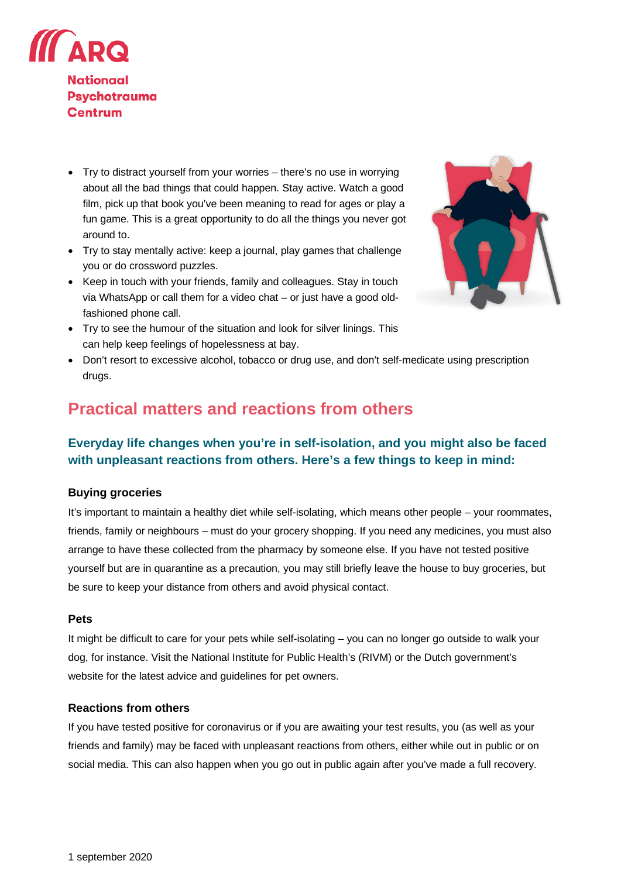- Try to distract yourself from your worries – there's no use in worrying about all the bad things that could happen. Stay active. Watch a good film, pick up that book you've been meaning to read for ages or play a fun game. This is a great opportunity to do all the things you never got around to.
- Try to stay mentally active: keep a journal, play games that challenge you or do crossword puzzles.
- Keep in touch with your friends, family and colleagues. Stay in touch via WhatsApp or call them for a video chat – or just have a good old-fashioned phone call.
- Try to see the humour of the situation and look for silver linings. This can help keep feelings of hopelessness at bay.
- Don't resort to excessive alcohol, tobacco or drug use, and don't self-medicate using prescription drugs.

## Practical matters and reactions from others

### Everyday life changes when you're in self-isolation, and you might also be faced with unpleasant reactions from others. Here's a few things to keep in mind:

**Buying groceries**

It's important to maintain a healthy diet while self-isolating, which means other people – your roommates, friends, family or neighbours – must do your grocery shopping. If you need any medicines, you must also arrange to have these collected from the pharmacy by someone else. If you have not tested positive yourself but are in quarantine as a precaution, you may still briefly leave the house to buy groceries, but be sure to keep your distance from others and avoid physical contact.

**Pets**

It might be difficult to care for your pets while self-isolating – you can no longer go outside to walk your dog, for instance. Visit the National Institute for Public Health's (RIVM) or the Dutch government's website for the latest advice and guidelines for pet owners.

**Reactions from others**

If you have tested positive for coronavirus or if you are awaiting your test results, you (as well as your friends and family) may be faced with unpleasant reactions from others, either while out in public or on social media. This can also happen when you go out in public again after you've made a full recovery.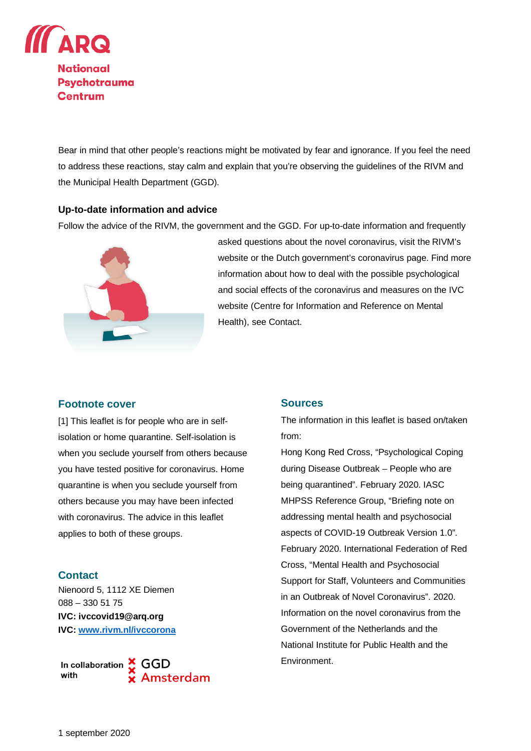ARQ

Nationaal Psychotrauma Centrum

Bear in mind that other people's reactions might be motivated by fear and ignorance. If you feel the need to address these reactions, stay calm and explain that you're observing the guidelines of the RIVM and the Municipal Health Department (GGD).

### Up-to-date information and advice

Follow the advice of the RIVM, the government and the GGD. For up-to-date information and frequently asked questions about the novel coronavirus, visit the RIVM's website or the Dutch government's coronavirus page. Find more information about how to deal with the possible psychological and social effects of the coronavirus and measures on the IVC website (Centre for Information and Reference on Mental Health), see Contact.

## Footnote cover

[1] This leaflet is for people who are in self-isolation or home quarantine. Self-isolation is when you seclude yourself from others because you have tested positive for coronavirus. Home quarantine is when you seclude yourself from others because you may have been infected with coronavirus. The advice in this leaflet applies to both of these groups.

## Contact

Nienoord 5, 1112 XE Diemen
088 – 330 51 75
**IVC: ivccovid19@arq.org**
**IVC: www.rivm.nl/ivccorona**

In collaboration with GGD Amsterdam

## Sources

The information in this leaflet is based on/taken from:
Hong Kong Red Cross, "Psychological Coping during Disease Outbreak – People who are being quarantined". February 2020. IASC MHPSS Reference Group, "Briefing note on addressing mental health and psychosocial aspects of COVID-19 Outbreak Version 1.0". February 2020. International Federation of Red Cross, "Mental Health and Psychosocial Support for Staff, Volunteers and Communities in an Outbreak of Novel Coronavirus". 2020. Information on the novel coronavirus from the Government of the Netherlands and the National Institute for Public Health and the Environment.

1 september 2020